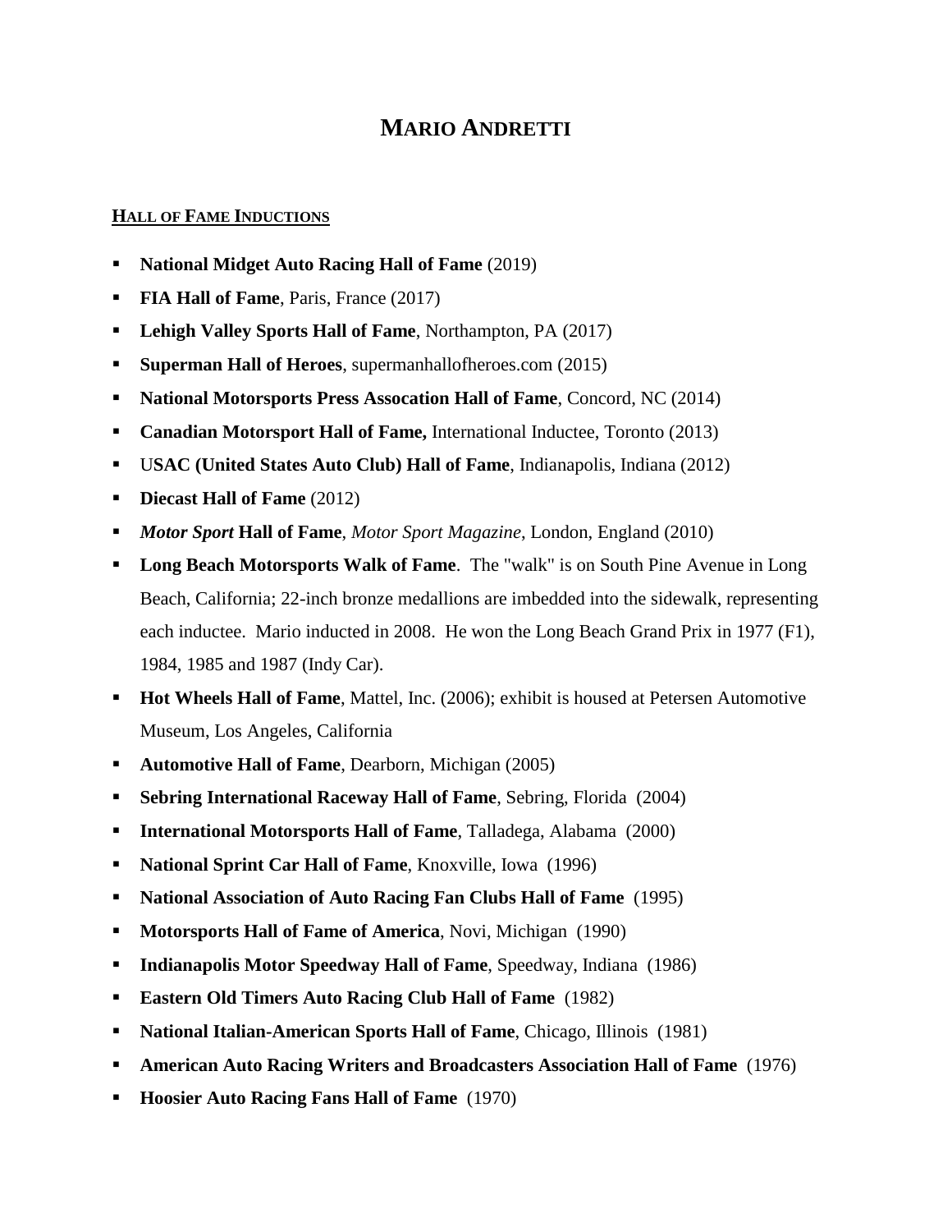# MARIO ANDRETTI

## HALL OF FAME INDUCTIONS

- **National Midget Auto Racing Hall of Fame** (2019)
- **FIA Hall of Fame**, Paris, France (2017)
- **Lehigh Valley Sports Hall of Fame**, Northampton, PA (2017)
- **Superman Hall of Heroes**, supermanhallofheroes.com (2015)
- **National Motorsports Press Assocation Hall of Fame**, Concord, NC (2014)
- **Canadian Motorsport Hall of Fame,** International Inductee, Toronto (2013)
- U**SAC (United States Auto Club) Hall of Fame**, Indianapolis, Indiana (2012)
- **Diecast Hall of Fame** (2012)
- ***Motor Sport* Hall of Fame**, *Motor Sport Magazine*, London, England (2010)
- **Long Beach Motorsports Walk of Fame**. The "walk" is on South Pine Avenue in Long Beach, California; 22-inch bronze medallions are imbedded into the sidewalk, representing each inductee. Mario inducted in 2008. He won the Long Beach Grand Prix in 1977 (F1), 1984, 1985 and 1987 (Indy Car).
- **Hot Wheels Hall of Fame**, Mattel, Inc. (2006); exhibit is housed at Petersen Automotive Museum, Los Angeles, California
- **Automotive Hall of Fame**, Dearborn, Michigan (2005)
- **Sebring International Raceway Hall of Fame**, Sebring, Florida (2004)
- **International Motorsports Hall of Fame**, Talladega, Alabama (2000)
- **National Sprint Car Hall of Fame**, Knoxville, Iowa (1996)
- **National Association of Auto Racing Fan Clubs Hall of Fame** (1995)
- **Motorsports Hall of Fame of America**, Novi, Michigan (1990)
- **Indianapolis Motor Speedway Hall of Fame**, Speedway, Indiana (1986)
- **Eastern Old Timers Auto Racing Club Hall of Fame** (1982)
- **National Italian-American Sports Hall of Fame**, Chicago, Illinois (1981)
- **American Auto Racing Writers and Broadcasters Association Hall of Fame** (1976)
- **Hoosier Auto Racing Fans Hall of Fame** (1970)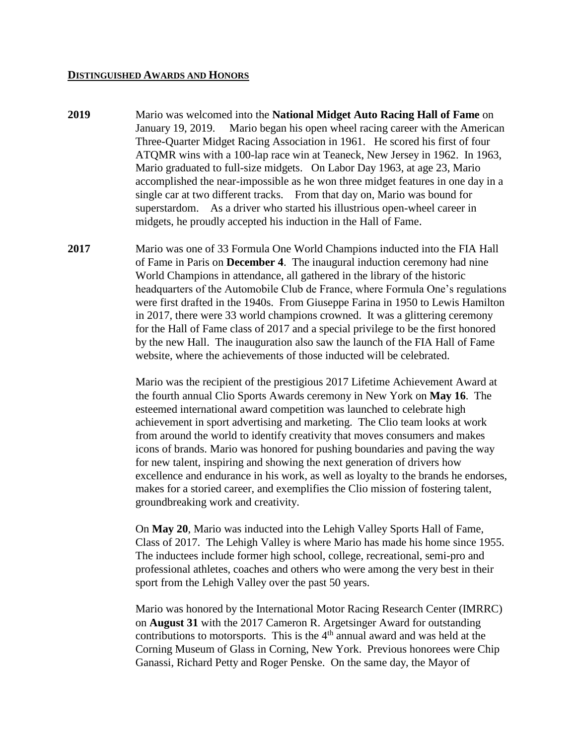## DISTINGUISHED AWARDS AND HONORS

**2019** Mario was welcomed into the **National Midget Auto Racing Hall of Fame** on January 19, 2019. Mario began his open wheel racing career with the American Three-Quarter Midget Racing Association in 1961. He scored his first of four ATQMR wins with a 100-lap race win at Teaneck, New Jersey in 1962. In 1963, Mario graduated to full-size midgets. On Labor Day 1963, at age 23, Mario accomplished the near-impossible as he won three midget features in one day in a single car at two different tracks. From that day on, Mario was bound for superstardom. As a driver who started his illustrious open-wheel career in midgets, he proudly accepted his induction in the Hall of Fame.

**2017** Mario was one of 33 Formula One World Champions inducted into the FIA Hall of Fame in Paris on **December 4**. The inaugural induction ceremony had nine World Champions in attendance, all gathered in the library of the historic headquarters of the Automobile Club de France, where Formula One's regulations were first drafted in the 1940s. From Giuseppe Farina in 1950 to Lewis Hamilton in 2017, there were 33 world champions crowned. It was a glittering ceremony for the Hall of Fame class of 2017 and a special privilege to be the first honored by the new Hall. The inauguration also saw the launch of the FIA Hall of Fame website, where the achievements of those inducted will be celebrated.

Mario was the recipient of the prestigious 2017 Lifetime Achievement Award at the fourth annual Clio Sports Awards ceremony in New York on **May 16**. The esteemed international award competition was launched to celebrate high achievement in sport advertising and marketing. The Clio team looks at work from around the world to identify creativity that moves consumers and makes icons of brands. Mario was honored for pushing boundaries and paving the way for new talent, inspiring and showing the next generation of drivers how excellence and endurance in his work, as well as loyalty to the brands he endorses, makes for a storied career, and exemplifies the Clio mission of fostering talent, groundbreaking work and creativity.

On **May 20**, Mario was inducted into the Lehigh Valley Sports Hall of Fame, Class of 2017. The Lehigh Valley is where Mario has made his home since 1955. The inductees include former high school, college, recreational, semi-pro and professional athletes, coaches and others who were among the very best in their sport from the Lehigh Valley over the past 50 years.

Mario was honored by the International Motor Racing Research Center (IMRRC) on **August 31** with the 2017 Cameron R. Argetsinger Award for outstanding contributions to motorsports. This is the 4th annual award and was held at the Corning Museum of Glass in Corning, New York. Previous honorees were Chip Ganassi, Richard Petty and Roger Penske. On the same day, the Mayor of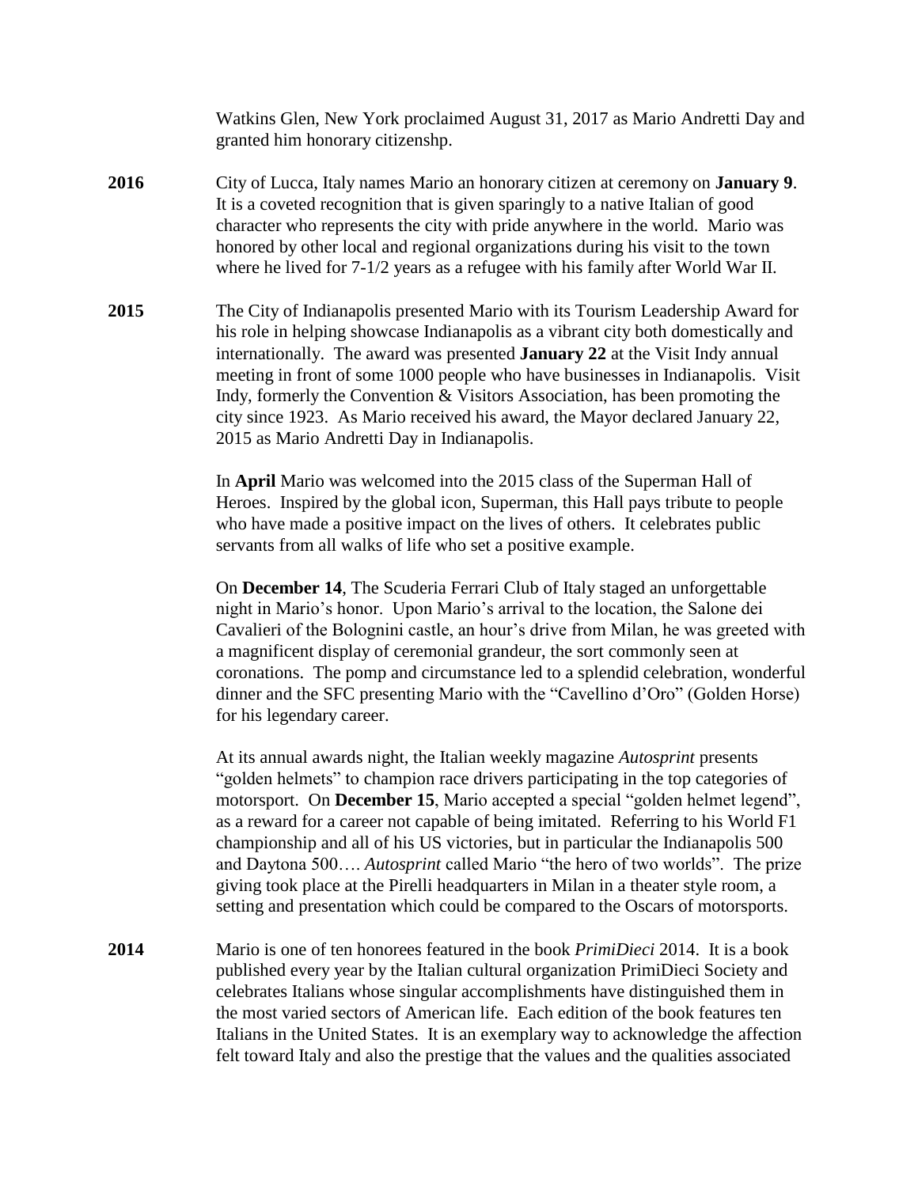Watkins Glen, New York proclaimed August 31, 2017 as Mario Andretti Day and granted him honorary citizenshp.

**2016** City of Lucca, Italy names Mario an honorary citizen at ceremony on **January 9**. It is a coveted recognition that is given sparingly to a native Italian of good character who represents the city with pride anywhere in the world. Mario was honored by other local and regional organizations during his visit to the town where he lived for 7-1/2 years as a refugee with his family after World War II.

**2015** The City of Indianapolis presented Mario with its Tourism Leadership Award for his role in helping showcase Indianapolis as a vibrant city both domestically and internationally. The award was presented **January 22** at the Visit Indy annual meeting in front of some 1000 people who have businesses in Indianapolis. Visit Indy, formerly the Convention & Visitors Association, has been promoting the city since 1923. As Mario received his award, the Mayor declared January 22, 2015 as Mario Andretti Day in Indianapolis.

In **April** Mario was welcomed into the 2015 class of the Superman Hall of Heroes. Inspired by the global icon, Superman, this Hall pays tribute to people who have made a positive impact on the lives of others. It celebrates public servants from all walks of life who set a positive example.

On **December 14**, The Scuderia Ferrari Club of Italy staged an unforgettable night in Mario's honor. Upon Mario's arrival to the location, the Salone dei Cavalieri of the Bolognini castle, an hour's drive from Milan, he was greeted with a magnificent display of ceremonial grandeur, the sort commonly seen at coronations. The pomp and circumstance led to a splendid celebration, wonderful dinner and the SFC presenting Mario with the "Cavellino d'Oro" (Golden Horse) for his legendary career.

At its annual awards night, the Italian weekly magazine *Autosprint* presents "golden helmets" to champion race drivers participating in the top categories of motorsport. On **December 15**, Mario accepted a special "golden helmet legend", as a reward for a career not capable of being imitated. Referring to his World F1 championship and all of his US victories, but in particular the Indianapolis 500 and Daytona 500…. *Autosprint* called Mario "the hero of two worlds". The prize giving took place at the Pirelli headquarters in Milan in a theater style room, a setting and presentation which could be compared to the Oscars of motorsports.

**2014** Mario is one of ten honorees featured in the book *PrimiDieci* 2014. It is a book published every year by the Italian cultural organization PrimiDieci Society and celebrates Italians whose singular accomplishments have distinguished them in the most varied sectors of American life. Each edition of the book features ten Italians in the United States. It is an exemplary way to acknowledge the affection felt toward Italy and also the prestige that the values and the qualities associated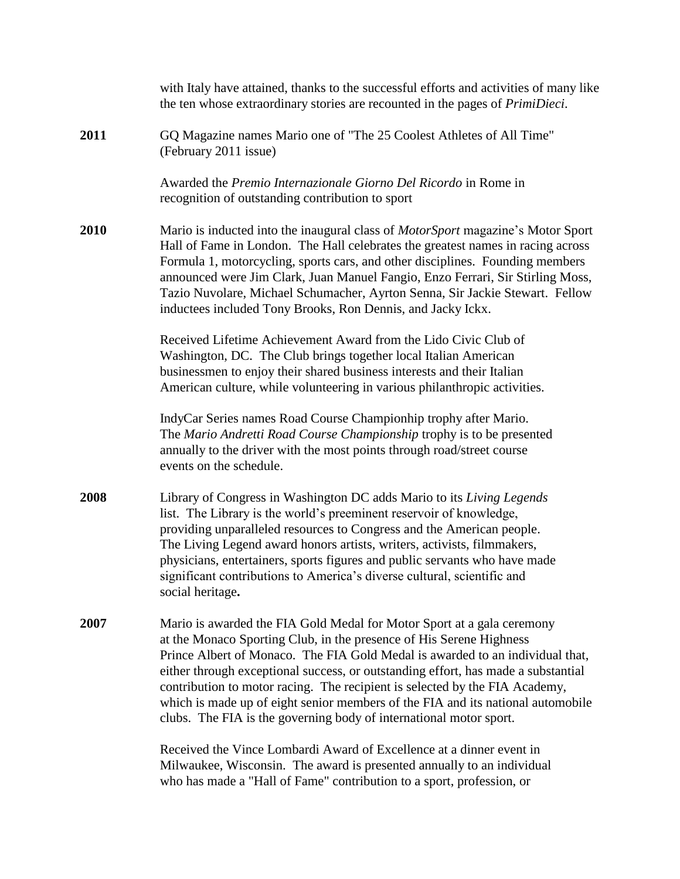with Italy have attained, thanks to the successful efforts and activities of many like the ten whose extraordinary stories are recounted in the pages of *PrimiDieci*.

**2011** GQ Magazine names Mario one of "The 25 Coolest Athletes of All Time" (February 2011 issue)

Awarded the *Premio Internazionale Giorno Del Ricordo* in Rome in recognition of outstanding contribution to sport

**2010** Mario is inducted into the inaugural class of *MotorSport* magazine's Motor Sport Hall of Fame in London. The Hall celebrates the greatest names in racing across Formula 1, motorcycling, sports cars, and other disciplines. Founding members announced were Jim Clark, Juan Manuel Fangio, Enzo Ferrari, Sir Stirling Moss, Tazio Nuvolare, Michael Schumacher, Ayrton Senna, Sir Jackie Stewart. Fellow inductees included Tony Brooks, Ron Dennis, and Jacky Ickx.

Received Lifetime Achievement Award from the Lido Civic Club of Washington, DC. The Club brings together local Italian American businessmen to enjoy their shared business interests and their Italian American culture, while volunteering in various philanthropic activities.

IndyCar Series names Road Course Championhip trophy after Mario. The *Mario Andretti Road Course Championship* trophy is to be presented annually to the driver with the most points through road/street course events on the schedule.

**2008** Library of Congress in Washington DC adds Mario to its *Living Legends* list. The Library is the world's preeminent reservoir of knowledge, providing unparalleled resources to Congress and the American people. The Living Legend award honors artists, writers, activists, filmmakers, physicians, entertainers, sports figures and public servants who have made significant contributions to America's diverse cultural, scientific and social heritage**.**

**2007** Mario is awarded the FIA Gold Medal for Motor Sport at a gala ceremony at the Monaco Sporting Club, in the presence of His Serene Highness Prince Albert of Monaco. The FIA Gold Medal is awarded to an individual that, either through exceptional success, or outstanding effort, has made a substantial contribution to motor racing. The recipient is selected by the FIA Academy, which is made up of eight senior members of the FIA and its national automobile clubs. The FIA is the governing body of international motor sport.

Received the Vince Lombardi Award of Excellence at a dinner event in Milwaukee, Wisconsin. The award is presented annually to an individual who has made a "Hall of Fame" contribution to a sport, profession, or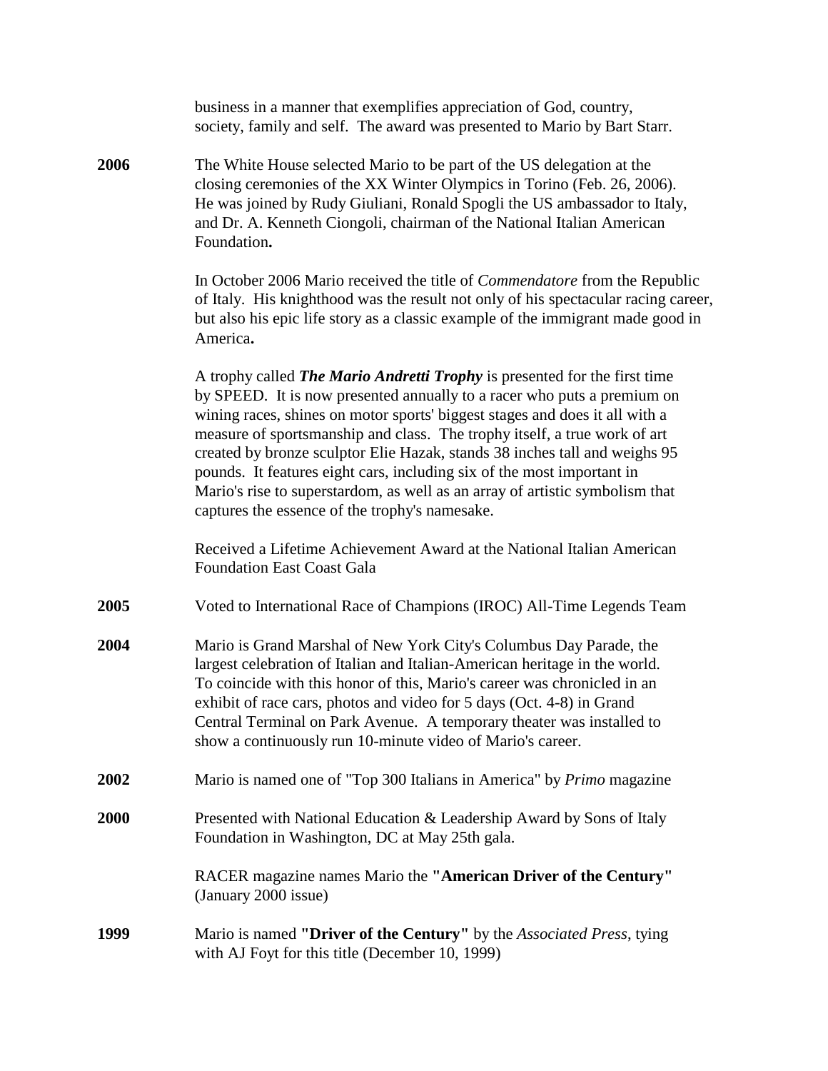business in a manner that exemplifies appreciation of God, country, society, family and self. The award was presented to Mario by Bart Starr.

**2006** The White House selected Mario to be part of the US delegation at the closing ceremonies of the XX Winter Olympics in Torino (Feb. 26, 2006). He was joined by Rudy Giuliani, Ronald Spogli the US ambassador to Italy, and Dr. A. Kenneth Ciongoli, chairman of the National Italian American Foundation**.**

In October 2006 Mario received the title of *Commendatore* from the Republic of Italy. His knighthood was the result not only of his spectacular racing career, but also his epic life story as a classic example of the immigrant made good in America**.**

A trophy called ***The Mario Andretti Trophy*** is presented for the first time by SPEED. It is now presented annually to a racer who puts a premium on wining races, shines on motor sports' biggest stages and does it all with a measure of sportsmanship and class. The trophy itself, a true work of art created by bronze sculptor Elie Hazak, stands 38 inches tall and weighs 95 pounds. It features eight cars, including six of the most important in Mario's rise to superstardom, as well as an array of artistic symbolism that captures the essence of the trophy's namesake.

Received a Lifetime Achievement Award at the National Italian American Foundation East Coast Gala

**2005** Voted to International Race of Champions (IROC) All-Time Legends Team

**2004** Mario is Grand Marshal of New York City's Columbus Day Parade, the largest celebration of Italian and Italian-American heritage in the world. To coincide with this honor of this, Mario's career was chronicled in an exhibit of race cars, photos and video for 5 days (Oct. 4-8) in Grand Central Terminal on Park Avenue. A temporary theater was installed to show a continuously run 10-minute video of Mario's career.

**2002** Mario is named one of "Top 300 Italians in America" by *Primo* magazine

**2000** Presented with National Education & Leadership Award by Sons of Italy Foundation in Washington, DC at May 25th gala.

RACER magazine names Mario the **"American Driver of the Century"** (January 2000 issue)

**1999** Mario is named **"Driver of the Century"** by the *Associated Press*, tying with AJ Foyt for this title (December 10, 1999)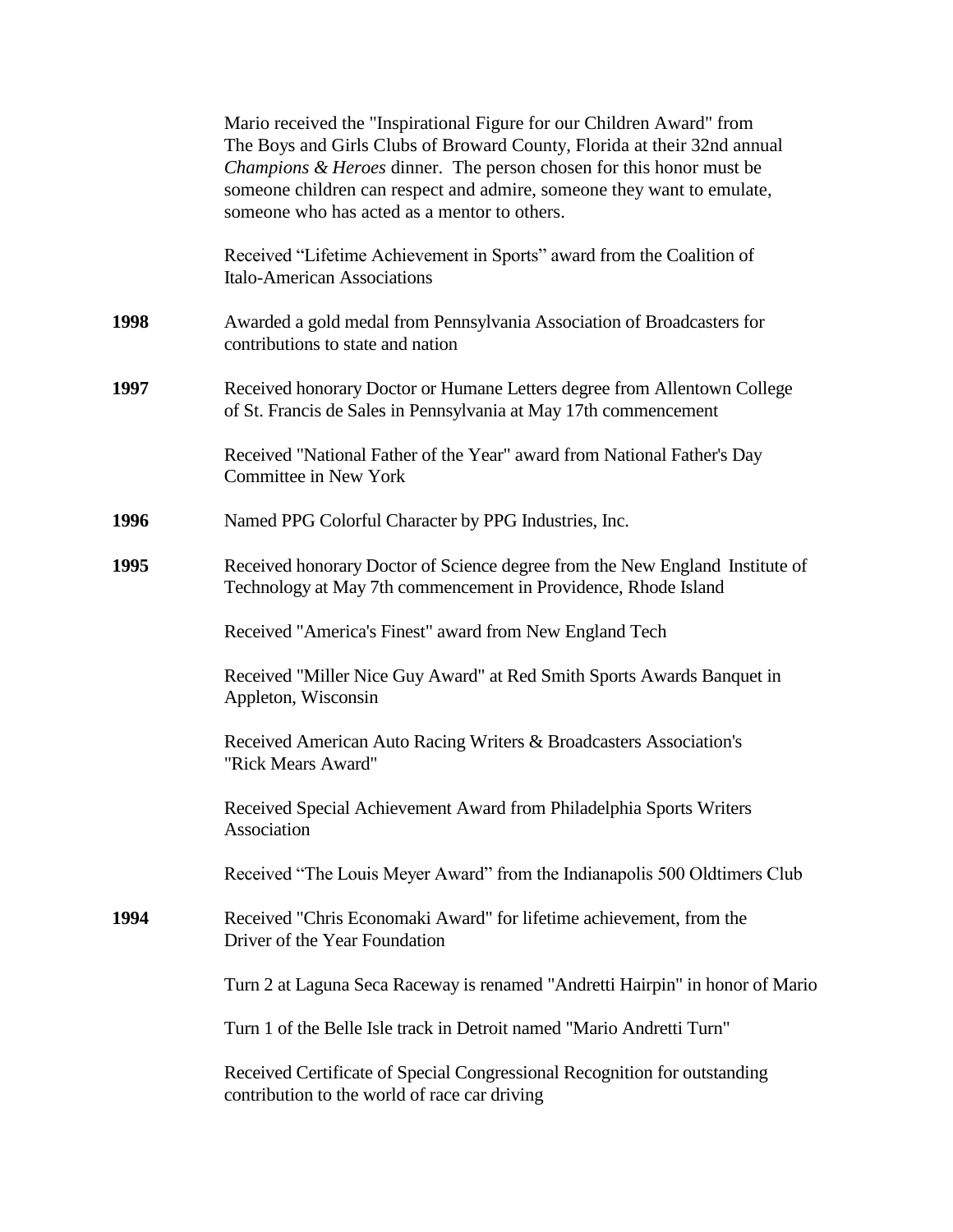Mario received the "Inspirational Figure for our Children Award" from The Boys and Girls Clubs of Broward County, Florida at their 32nd annual *Champions & Heroes* dinner. The person chosen for this honor must be someone children can respect and admire, someone they want to emulate, someone who has acted as a mentor to others.

Received "Lifetime Achievement in Sports" award from the Coalition of Italo-American Associations

**1998** Awarded a gold medal from Pennsylvania Association of Broadcasters for contributions to state and nation

**1997** Received honorary Doctor or Humane Letters degree from Allentown College of St. Francis de Sales in Pennsylvania at May 17th commencement

Received "National Father of the Year" award from National Father's Day Committee in New York

**1996** Named PPG Colorful Character by PPG Industries, Inc.

**1995** Received honorary Doctor of Science degree from the New England Institute of Technology at May 7th commencement in Providence, Rhode Island

Received "America's Finest" award from New England Tech

Received "Miller Nice Guy Award" at Red Smith Sports Awards Banquet in Appleton, Wisconsin

Received American Auto Racing Writers & Broadcasters Association's "Rick Mears Award"

Received Special Achievement Award from Philadelphia Sports Writers Association

Received "The Louis Meyer Award" from the Indianapolis 500 Oldtimers Club

**1994** Received "Chris Economaki Award" for lifetime achievement, from the Driver of the Year Foundation

Turn 2 at Laguna Seca Raceway is renamed "Andretti Hairpin" in honor of Mario

Turn 1 of the Belle Isle track in Detroit named "Mario Andretti Turn"

Received Certificate of Special Congressional Recognition for outstanding contribution to the world of race car driving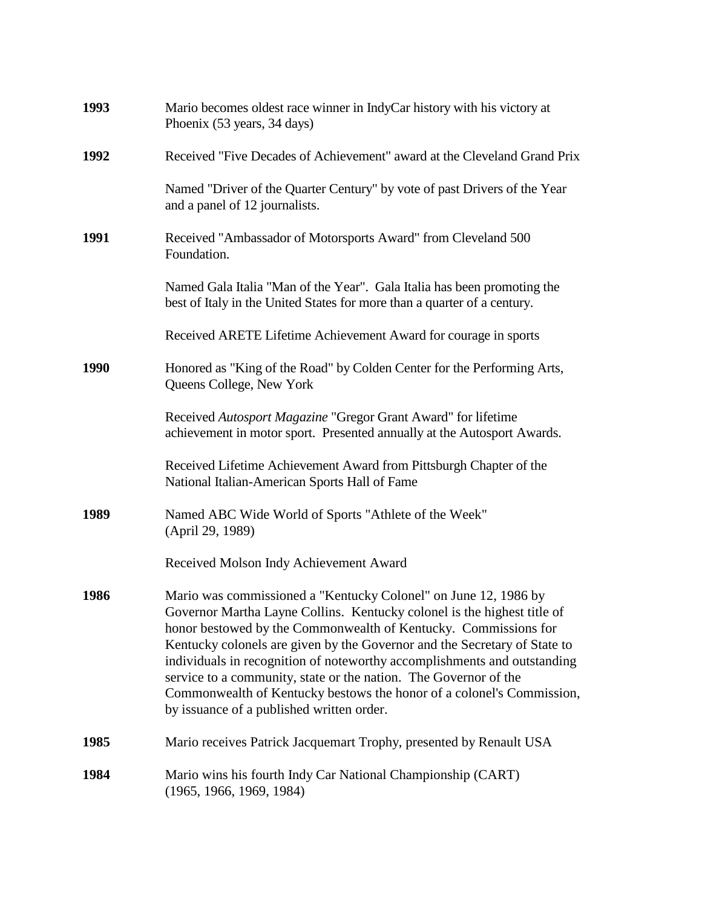**1993** Mario becomes oldest race winner in IndyCar history with his victory at Phoenix (53 years, 34 days)

**1992** Received "Five Decades of Achievement" award at the Cleveland Grand Prix

Named "Driver of the Quarter Century" by vote of past Drivers of the Year and a panel of 12 journalists.

**1991** Received "Ambassador of Motorsports Award" from Cleveland 500 Foundation.

Named Gala Italia "Man of the Year". Gala Italia has been promoting the best of Italy in the United States for more than a quarter of a century.

Received ARETE Lifetime Achievement Award for courage in sports

**1990** Honored as "King of the Road" by Colden Center for the Performing Arts, Queens College, New York

Received *Autosport Magazine* "Gregor Grant Award" for lifetime achievement in motor sport. Presented annually at the Autosport Awards.

Received Lifetime Achievement Award from Pittsburgh Chapter of the National Italian-American Sports Hall of Fame

**1989** Named ABC Wide World of Sports "Athlete of the Week" (April 29, 1989)

Received Molson Indy Achievement Award

**1986** Mario was commissioned a "Kentucky Colonel" on June 12, 1986 by Governor Martha Layne Collins. Kentucky colonel is the highest title of honor bestowed by the Commonwealth of Kentucky. Commissions for Kentucky colonels are given by the Governor and the Secretary of State to individuals in recognition of noteworthy accomplishments and outstanding service to a community, state or the nation. The Governor of the Commonwealth of Kentucky bestows the honor of a colonel's Commission, by issuance of a published written order.

**1985** Mario receives Patrick Jacquemart Trophy, presented by Renault USA

**1984** Mario wins his fourth Indy Car National Championship (CART) (1965, 1966, 1969, 1984)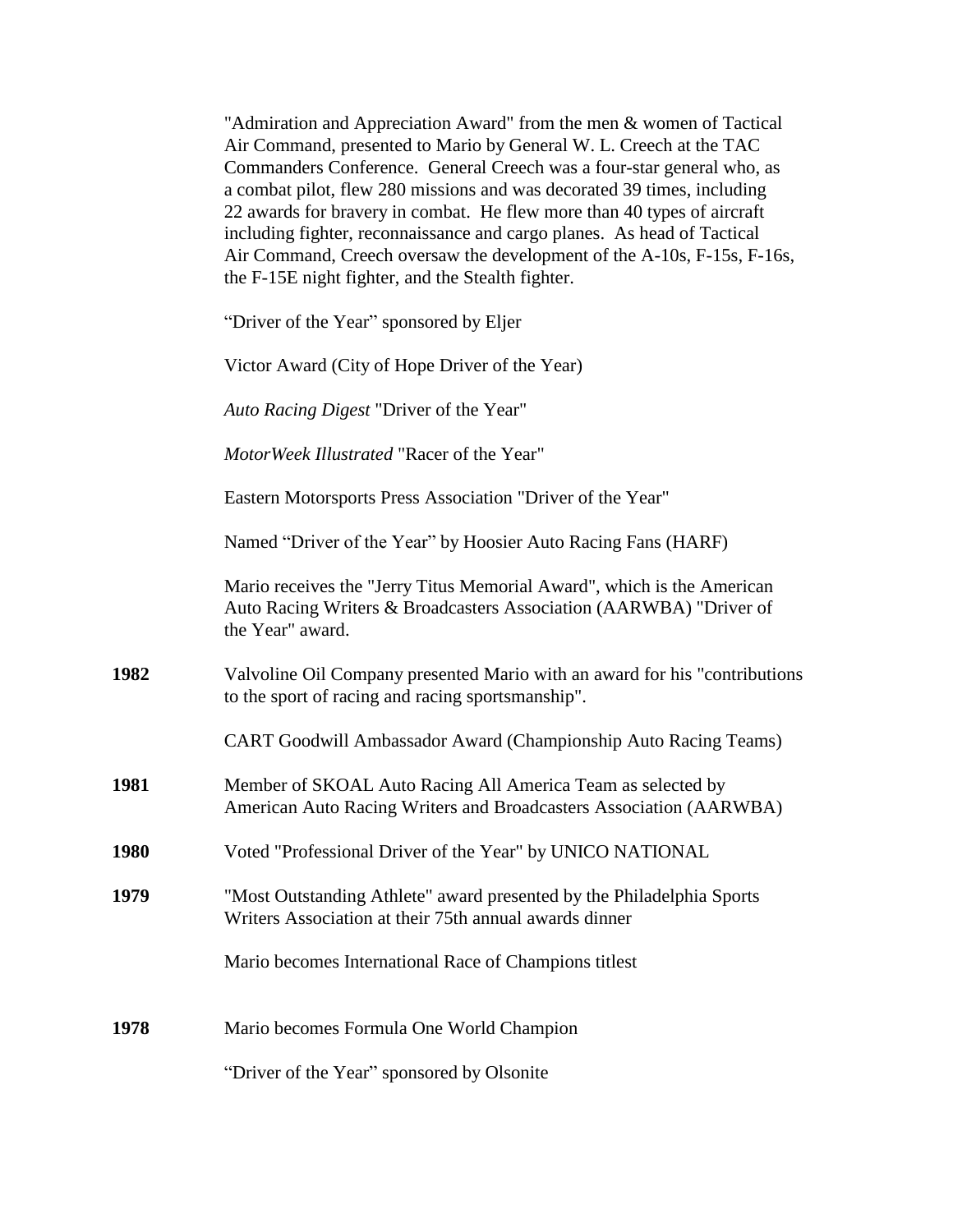"Admiration and Appreciation Award" from the men & women of Tactical Air Command, presented to Mario by General W. L. Creech at the TAC Commanders Conference. General Creech was a four-star general who, as a combat pilot, flew 280 missions and was decorated 39 times, including 22 awards for bravery in combat. He flew more than 40 types of aircraft including fighter, reconnaissance and cargo planes. As head of Tactical Air Command, Creech oversaw the development of the A-10s, F-15s, F-16s, the F-15E night fighter, and the Stealth fighter.

"Driver of the Year" sponsored by Eljer

Victor Award (City of Hope Driver of the Year)

*Auto Racing Digest* "Driver of the Year"

*MotorWeek Illustrated* "Racer of the Year"

Eastern Motorsports Press Association "Driver of the Year"

Named "Driver of the Year" by Hoosier Auto Racing Fans (HARF)

Mario receives the "Jerry Titus Memorial Award", which is the American Auto Racing Writers & Broadcasters Association (AARWBA) "Driver of the Year" award.

**1982** Valvoline Oil Company presented Mario with an award for his "contributions to the sport of racing and racing sportsmanship".

CART Goodwill Ambassador Award (Championship Auto Racing Teams)

**1981** Member of SKOAL Auto Racing All America Team as selected by American Auto Racing Writers and Broadcasters Association (AARWBA)

**1980** Voted "Professional Driver of the Year" by UNICO NATIONAL

**1979** "Most Outstanding Athlete" award presented by the Philadelphia Sports Writers Association at their 75th annual awards dinner

Mario becomes International Race of Champions titlest

**1978** Mario becomes Formula One World Champion

"Driver of the Year" sponsored by Olsonite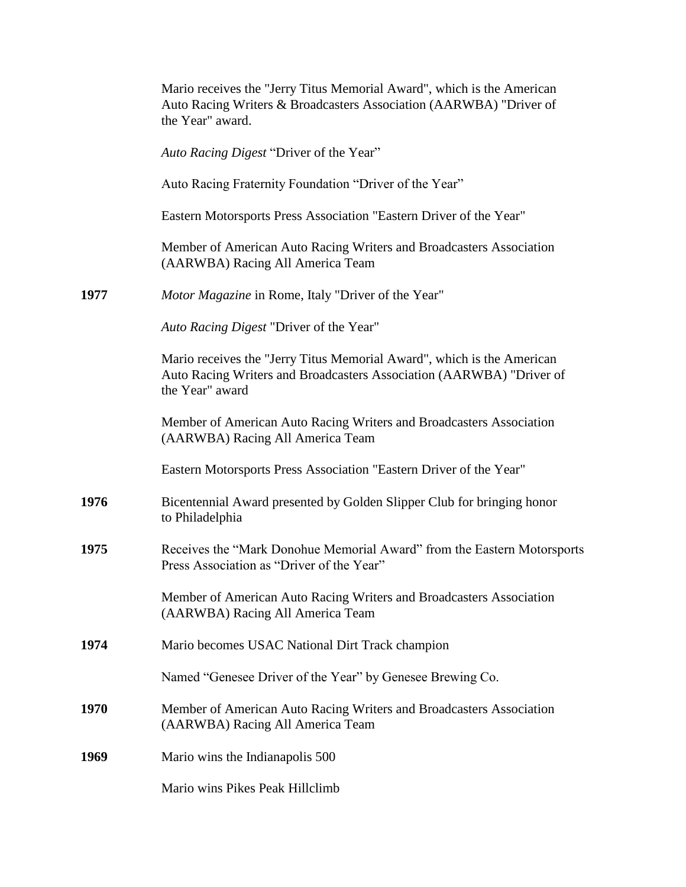Mario receives the "Jerry Titus Memorial Award", which is the American Auto Racing Writers & Broadcasters Association (AARWBA) "Driver of the Year" award.

*Auto Racing Digest* "Driver of the Year"

Auto Racing Fraternity Foundation "Driver of the Year"

Eastern Motorsports Press Association "Eastern Driver of the Year"

Member of American Auto Racing Writers and Broadcasters Association (AARWBA) Racing All America Team

**1977** *Motor Magazine* in Rome, Italy "Driver of the Year"

*Auto Racing Digest* "Driver of the Year"

Mario receives the "Jerry Titus Memorial Award", which is the American Auto Racing Writers and Broadcasters Association (AARWBA) "Driver of the Year" award

Member of American Auto Racing Writers and Broadcasters Association (AARWBA) Racing All America Team

Eastern Motorsports Press Association "Eastern Driver of the Year"

**1976** Bicentennial Award presented by Golden Slipper Club for bringing honor to Philadelphia

**1975** Receives the "Mark Donohue Memorial Award" from the Eastern Motorsports Press Association as "Driver of the Year"

Member of American Auto Racing Writers and Broadcasters Association (AARWBA) Racing All America Team

**1974** Mario becomes USAC National Dirt Track champion

Named "Genesee Driver of the Year" by Genesee Brewing Co.

**1970** Member of American Auto Racing Writers and Broadcasters Association (AARWBA) Racing All America Team

**1969** Mario wins the Indianapolis 500

Mario wins Pikes Peak Hillclimb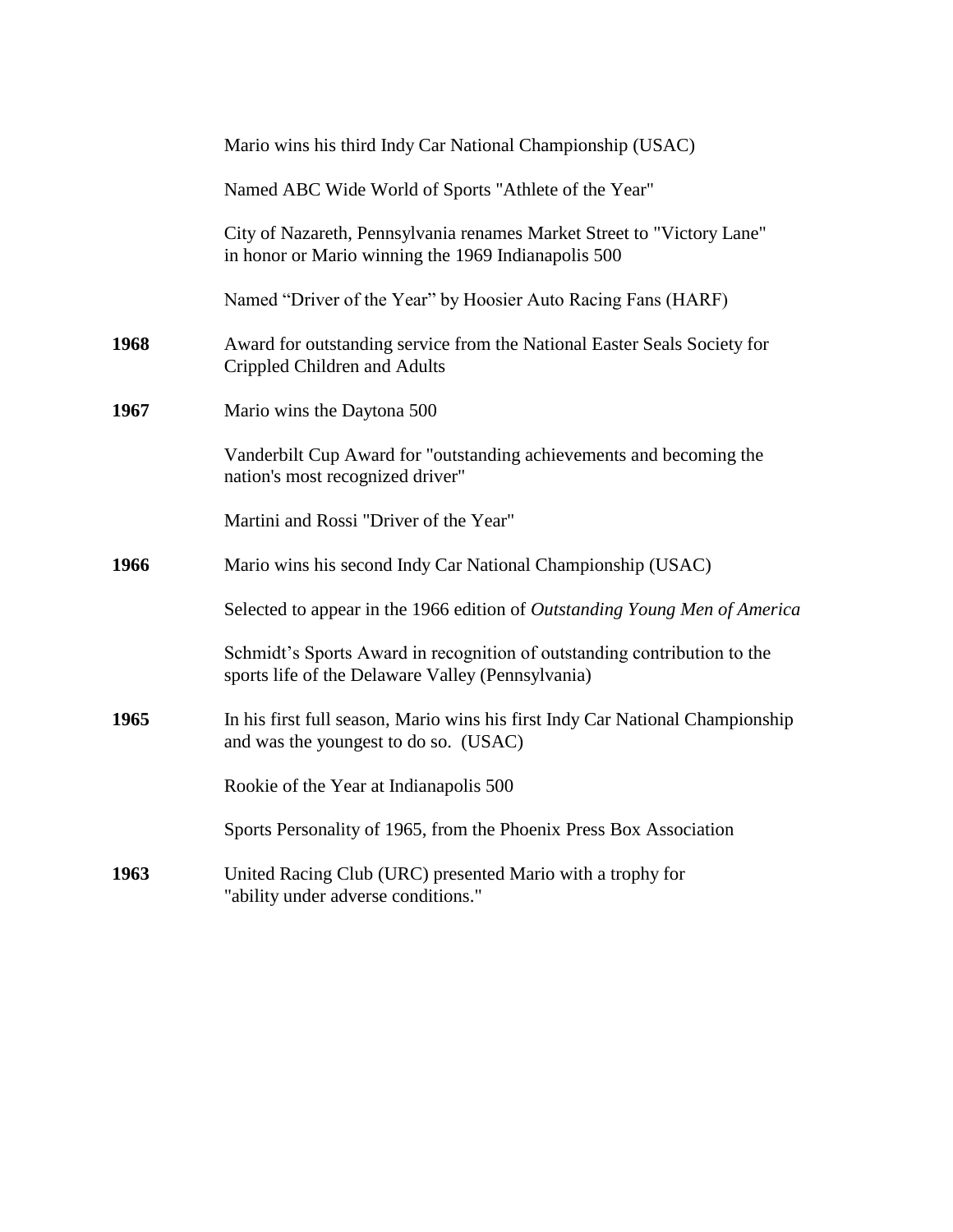| | |
|---|---|
| | Mario wins his third Indy Car National Championship (USAC) |
| | Named ABC Wide World of Sports "Athlete of the Year" |
| | City of Nazareth, Pennsylvania renames Market Street to "Victory Lane" in honor or Mario winning the 1969 Indianapolis 500 |
| | Named "Driver of the Year" by Hoosier Auto Racing Fans (HARF) |
| **1968** | Award for outstanding service from the National Easter Seals Society for Crippled Children and Adults |
| **1967** | Mario wins the Daytona 500 |
| | Vanderbilt Cup Award for "outstanding achievements and becoming the nation's most recognized driver" |
| | Martini and Rossi "Driver of the Year" |
| **1966** | Mario wins his second Indy Car National Championship (USAC) |
| | Selected to appear in the 1966 edition of *Outstanding Young Men of America* |
| | Schmidt's Sports Award in recognition of outstanding contribution to the sports life of the Delaware Valley (Pennsylvania) |
| **1965** | In his first full season, Mario wins his first Indy Car National Championship and was the youngest to do so. (USAC) |
| | Rookie of the Year at Indianapolis 500 |
| | Sports Personality of 1965, from the Phoenix Press Box Association |
| **1963** | United Racing Club (URC) presented Mario with a trophy for "ability under adverse conditions." |